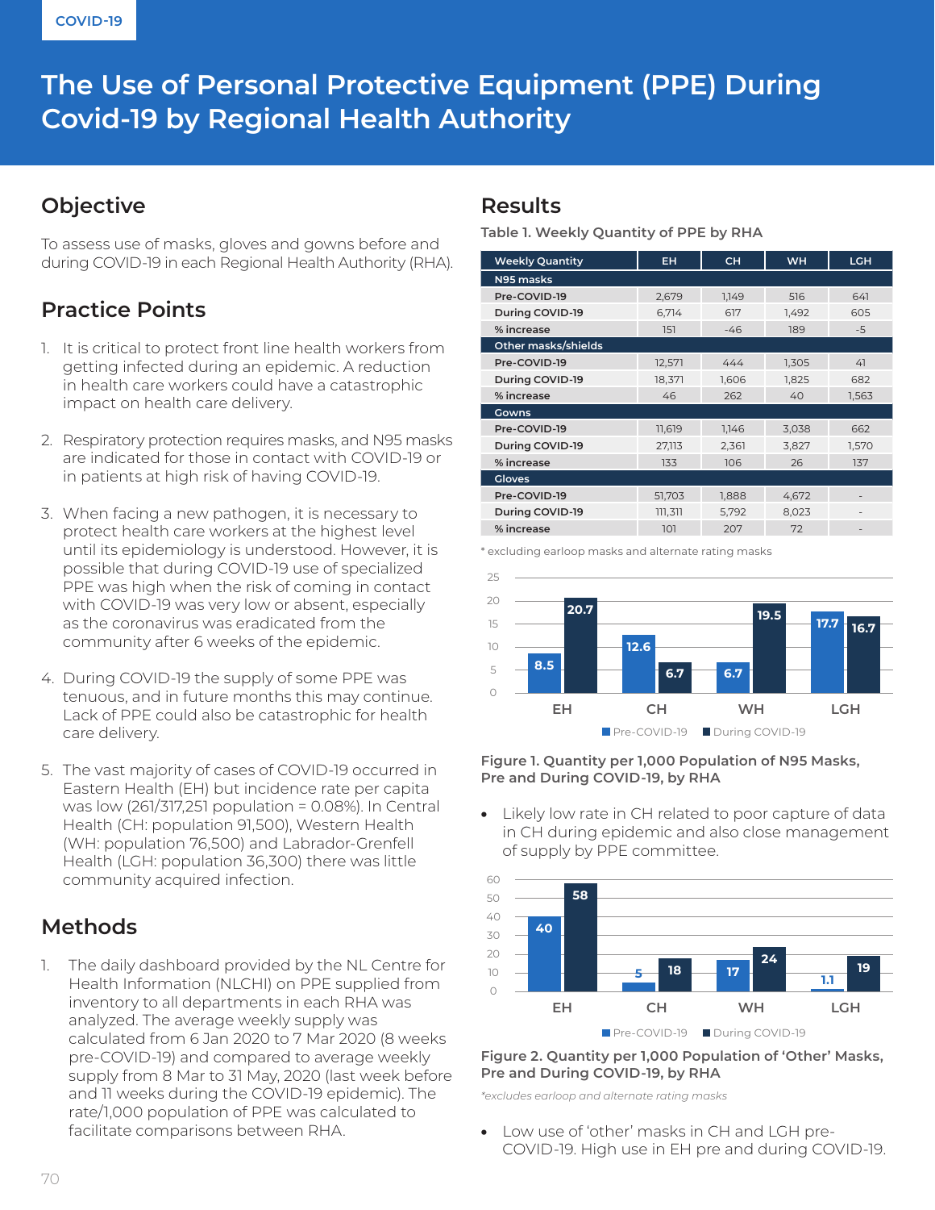COVID-19

# The Use of Personal Protective Equipment (PPE) During Covid-19 by Regional Health Authority

## Objective

To assess use of masks, gloves and gowns before and during COVID-19 in each Regional Health Authority (RHA).

## Practice Points

1. It is critical to protect front line health workers from getting infected during an epidemic. A reduction in health care workers could have a catastrophic impact on health care delivery.
2. Respiratory protection requires masks, and N95 masks are indicated for those in contact with COVID-19 or in patients at high risk of having COVID-19.
3. When facing a new pathogen, it is necessary to protect health care workers at the highest level until its epidemiology is understood. However, it is possible that during COVID-19 use of specialized PPE was high when the risk of coming in contact with COVID-19 was very low or absent, especially as the coronavirus was eradicated from the community after 6 weeks of the epidemic.
4. During COVID-19 the supply of some PPE was tenuous, and in future months this may continue. Lack of PPE could also be catastrophic for health care delivery.
5. The vast majority of cases of COVID-19 occurred in Eastern Health (EH) but incidence rate per capita was low (261/317,251 population = 0.08%). In Central Health (CH: population 91,500), Western Health (WH: population 76,500) and Labrador-Grenfell Health (LGH: population 36,300) there was little community acquired infection.

## Methods

1. The daily dashboard provided by the NL Centre for Health Information (NLCHI) on PPE supplied from inventory to all departments in each RHA was analyzed. The average weekly supply was calculated from 6 Jan 2020 to 7 Mar 2020 (8 weeks pre-COVID-19) and compared to average weekly supply from 8 Mar to 31 May, 2020 (last week before and 11 weeks during the COVID-19 epidemic). The rate/1,000 population of PPE was calculated to facilitate comparisons between RHA.

## Results

**Table 1. Weekly Quantity of PPE by RHA**

| Weekly Quantity | EH | CH | WH | LGH |
|---|---|---|---|---|
| **N95 masks** | | | | |
| Pre-COVID-19 | 2,679 | 1,149 | 516 | 641 |
| During COVID-19 | 6,714 | 617 | 1,492 | 605 |
| % increase | 151 | -46 | 189 | -5 |
| **Other masks/shields** | | | | |
| Pre-COVID-19 | 12,571 | 444 | 1,305 | 41 |
| During COVID-19 | 18,371 | 1,606 | 1,825 | 682 |
| % increase | 46 | 262 | 40 | 1,563 |
| **Gowns** | | | | |
| Pre-COVID-19 | 11,619 | 1,146 | 3,038 | 662 |
| During COVID-19 | 27,113 | 2,361 | 3,827 | 1,570 |
| % increase | 133 | 106 | 26 | 137 |
| **Gloves** | | | | |
| Pre-COVID-19 | 51,703 | 1,888 | 4,672 | - |
| During COVID-19 | 111,311 | 5,792 | 8,023 | - |
| % increase | 101 | 207 | 72 | - |

\* excluding earloop masks and alternate rating masks

| | Pre-COVID-19 | During COVID-19 |
|---|---|---|
| EH | 8.5 | 20.7 |
| CH | 12.6 | 6.7 |
| WH | 6.7 | 19.5 |
| LGH | 17.7 | 16.7 |

**Figure 1. Quantity per 1,000 Population of N95 Masks, Pre and During COVID-19, by RHA**

- Likely low rate in CH related to poor capture of data in CH during epidemic and also close management of supply by PPE committee.

| | Pre-COVID-19 | During COVID-19 |
|---|---|---|
| EH | 40 | 58 |
| CH | 5 | 18 |
| WH | 17 | 24 |
| LGH | 1.1 | 19 |

**Figure 2. Quantity per 1,000 Population of 'Other' Masks, Pre and During COVID-19, by RHA**

*\*excludes earloop and alternate rating masks*

- Low use of 'other' masks in CH and LGH pre-COVID-19. High use in EH pre and during COVID-19.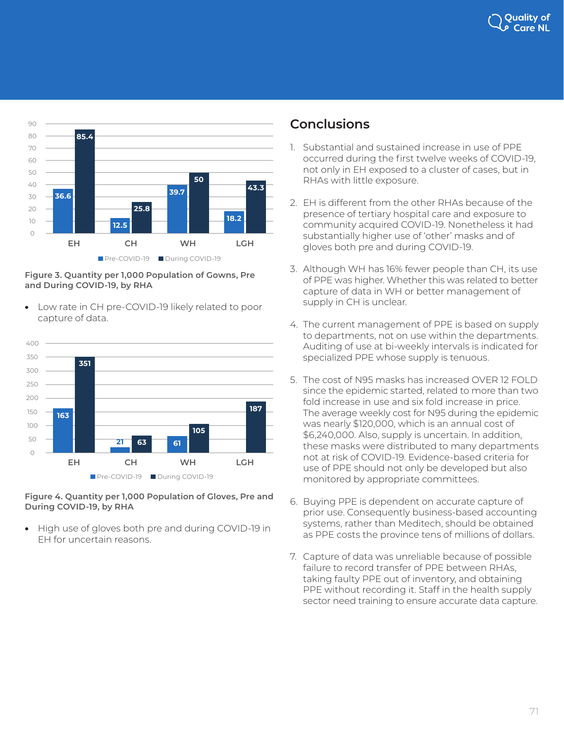90
80
70
60
50
40
30
20
10
0

85.4
36.6
25.8
12.5
50
39.7
43.3
18.2

EH
CH
WH
LGH

Pre-COVID-19
During COVID-19

**Figure 3. Quantity per 1,000 Population of Gowns, Pre and During COVID-19, by RHA**

- Low rate in CH pre-COVID-19 likely related to poor capture of data.

400
350
300
250
200
150
100
50
0

351
163
21
63
61
105
187

EH
CH
WH
LGH

Pre-COVID-19
During COVID-19

**Figure 4. Quantity per 1,000 Population of Gloves, Pre and During COVID-19, by RHA**

- High use of gloves both pre and during COVID-19 in EH for uncertain reasons.

## Conclusions

1. Substantial and sustained increase in use of PPE occurred during the first twelve weeks of COVID-19, not only in EH exposed to a cluster of cases, but in RHAs with little exposure.

2. EH is different from the other RHAs because of the presence of tertiary hospital care and exposure to community acquired COVID-19. Nonetheless it had substantially higher use of 'other' masks and of gloves both pre and during COVID-19.

3. Although WH has 16% fewer people than CH, its use of PPE was higher. Whether this was related to better capture of data in WH or better management of supply in CH is unclear.

4. The current management of PPE is based on supply to departments, not on use within the departments. Auditing of use at bi-weekly intervals is indicated for specialized PPE whose supply is tenuous.

5. The cost of N95 masks has increased OVER 12 FOLD since the epidemic started, related to more than two fold increase in use and six fold increase in price. The average weekly cost for N95 during the epidemic was nearly $120,000, which is an annual cost of $6,240,000. Also, supply is uncertain. In addition, these masks were distributed to many departments not at risk of COVID-19. Evidence-based criteria for use of PPE should not only be developed but also monitored by appropriate committees.

6. Buying PPE is dependent on accurate capture of prior use. Consequently business-based accounting systems, rather than Meditech, should be obtained as PPE costs the province tens of millions of dollars.

7. Capture of data was unreliable because of possible failure to record transfer of PPE between RHAs, taking faulty PPE out of inventory, and obtaining PPE without recording it. Staff in the health supply sector need training to ensure accurate data capture.